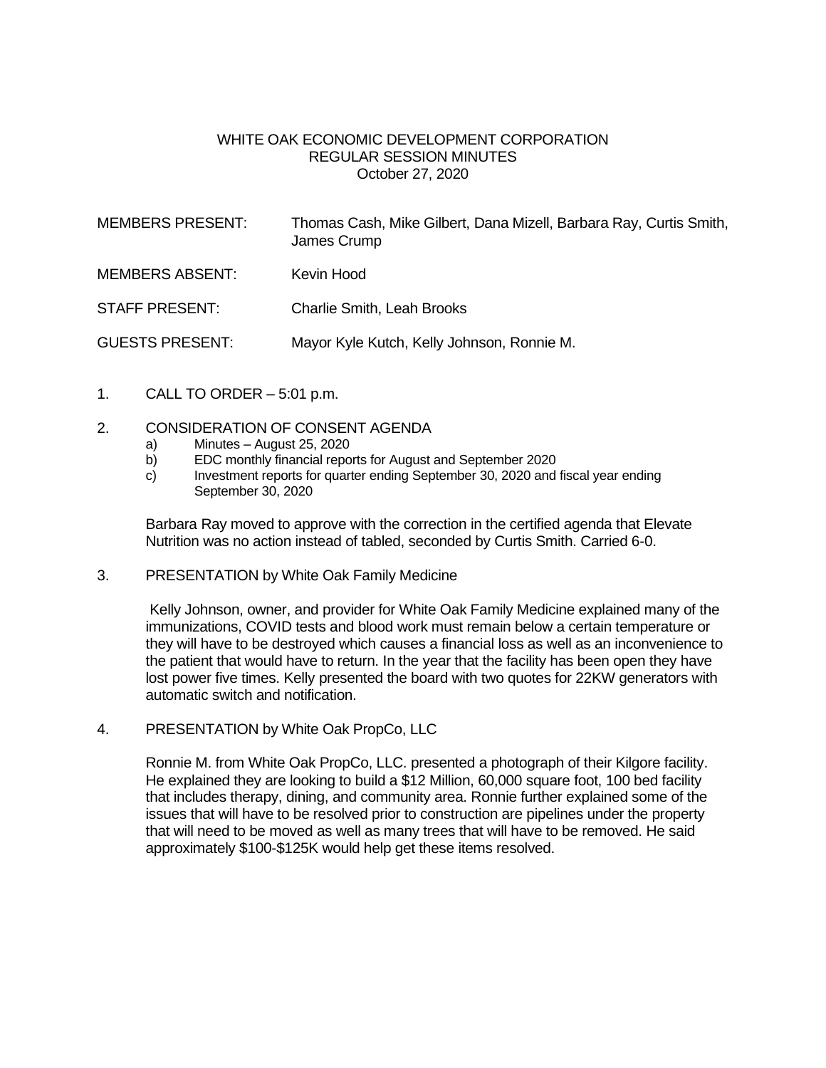# WHITE OAK ECONOMIC DEVELOPMENT CORPORATION
## REGULAR SESSION MINUTES
### October 27, 2020

MEMBERS PRESENT: Thomas Cash, Mike Gilbert, Dana Mizell, Barbara Ray, Curtis Smith, James Crump

MEMBERS ABSENT: Kevin Hood

STAFF PRESENT: Charlie Smith, Leah Brooks

GUESTS PRESENT: Mayor Kyle Kutch, Kelly Johnson, Ronnie M.

1. CALL TO ORDER – 5:01 p.m.

2. CONSIDERATION OF CONSENT AGENDA
   - a) Minutes – August 25, 2020
   - b) EDC monthly financial reports for August and September 2020
   - c) Investment reports for quarter ending September 30, 2020 and fiscal year ending September 30, 2020

   Barbara Ray moved to approve with the correction in the certified agenda that Elevate Nutrition was no action instead of tabled, seconded by Curtis Smith. Carried 6-0.

3. PRESENTATION by White Oak Family Medicine

   Kelly Johnson, owner, and provider for White Oak Family Medicine explained many of the immunizations, COVID tests and blood work must remain below a certain temperature or they will have to be destroyed which causes a financial loss as well as an inconvenience to the patient that would have to return. In the year that the facility has been open they have lost power five times. Kelly presented the board with two quotes for 22KW generators with automatic switch and notification.

4. PRESENTATION by White Oak PropCo, LLC

   Ronnie M. from White Oak PropCo, LLC. presented a photograph of their Kilgore facility. He explained they are looking to build a $12 Million, 60,000 square foot, 100 bed facility that includes therapy, dining, and community area. Ronnie further explained some of the issues that will have to be resolved prior to construction are pipelines under the property that will need to be moved as well as many trees that will have to be removed. He said approximately $100-$125K would help get these items resolved.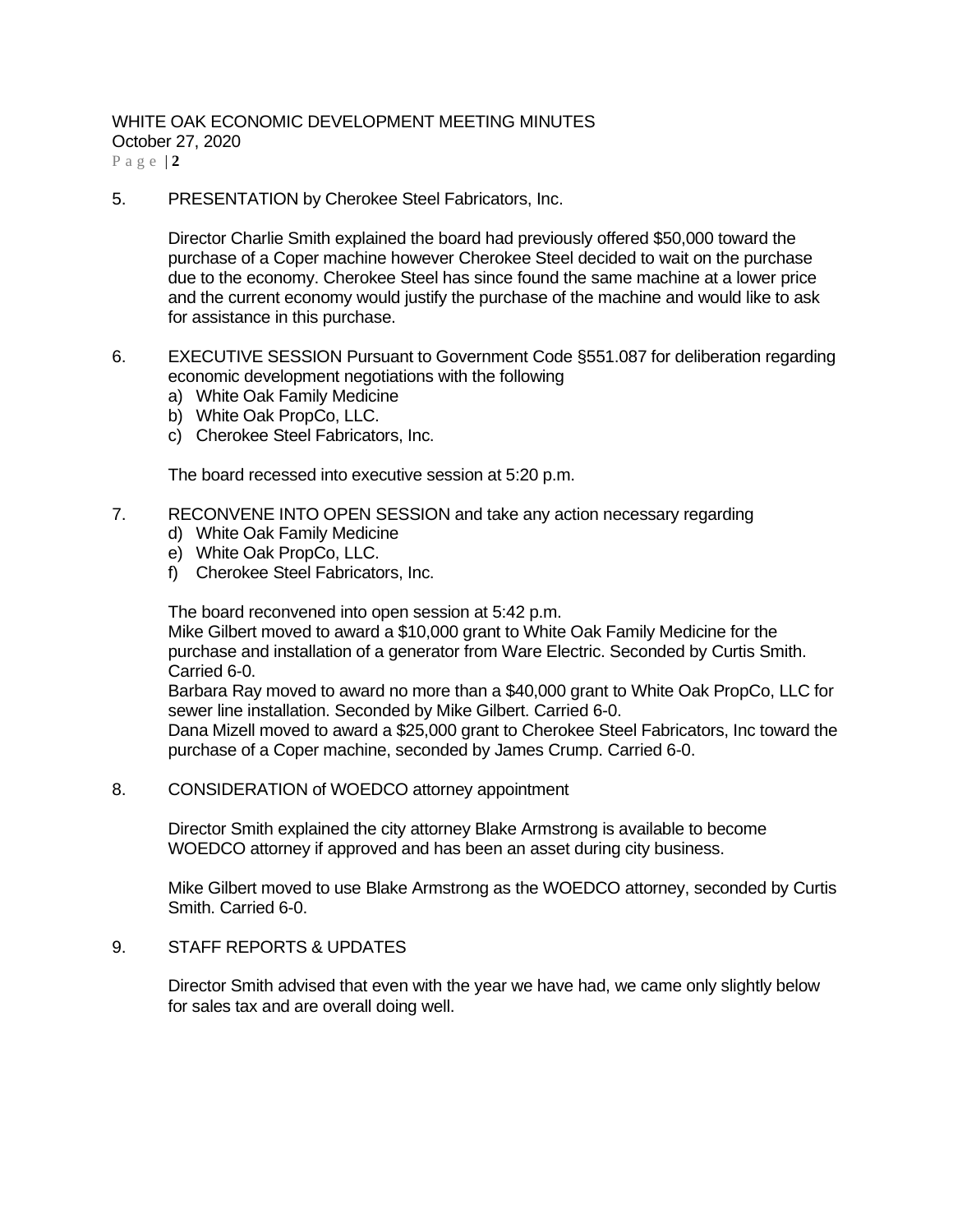5. PRESENTATION by Cherokee Steel Fabricators, Inc.

   Director Charlie Smith explained the board had previously offered $50,000 toward the purchase of a Coper machine however Cherokee Steel decided to wait on the purchase due to the economy. Cherokee Steel has since found the same machine at a lower price and the current economy would justify the purchase of the machine and would like to ask for assistance in this purchase.

6. EXECUTIVE SESSION Pursuant to Government Code §551.087 for deliberation regarding economic development negotiations with the following
   a) White Oak Family Medicine
   b) White Oak PropCo, LLC.
   c) Cherokee Steel Fabricators, Inc.

   The board recessed into executive session at 5:20 p.m.

7. RECONVENE INTO OPEN SESSION and take any action necessary regarding
   d) White Oak Family Medicine
   e) White Oak PropCo, LLC.
   f) Cherokee Steel Fabricators, Inc.

   The board reconvened into open session at 5:42 p.m.
   Mike Gilbert moved to award a $10,000 grant to White Oak Family Medicine for the purchase and installation of a generator from Ware Electric. Seconded by Curtis Smith. Carried 6-0.
   Barbara Ray moved to award no more than a $40,000 grant to White Oak PropCo, LLC for sewer line installation. Seconded by Mike Gilbert. Carried 6-0.
   Dana Mizell moved to award a $25,000 grant to Cherokee Steel Fabricators, Inc toward the purchase of a Coper machine, seconded by James Crump. Carried 6-0.

8. CONSIDERATION of WOEDCO attorney appointment

   Director Smith explained the city attorney Blake Armstrong is available to become WOEDCO attorney if approved and has been an asset during city business.

   Mike Gilbert moved to use Blake Armstrong as the WOEDCO attorney, seconded by Curtis Smith. Carried 6-0.

9. STAFF REPORTS & UPDATES

   Director Smith advised that even with the year we have had, we came only slightly below for sales tax and are overall doing well.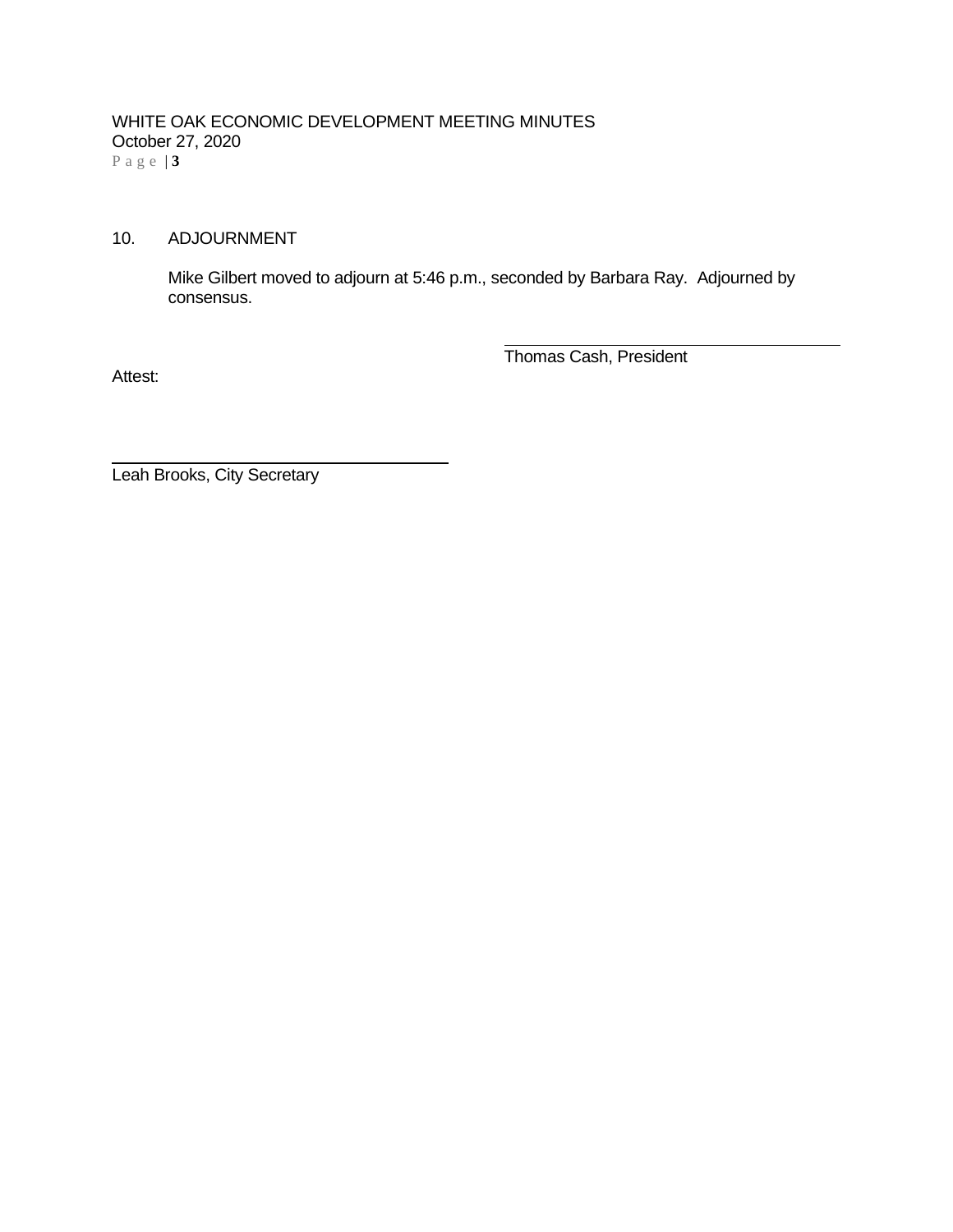10. ADJOURNMENT

Mike Gilbert moved to adjourn at 5:46 p.m., seconded by Barbara Ray. Adjourned by consensus.

\_\_\_\_\_\_\_\_\_\_\_\_\_\_\_\_\_\_\_\_\_\_\_\_\_\_\_\_\_\_\_\_

Thomas Cash, President

Attest:

\_\_\_\_\_\_\_\_\_\_\_\_\_\_\_\_\_\_\_\_\_\_\_\_\_\_\_\_\_\_\_\_

Leah Brooks, City Secretary